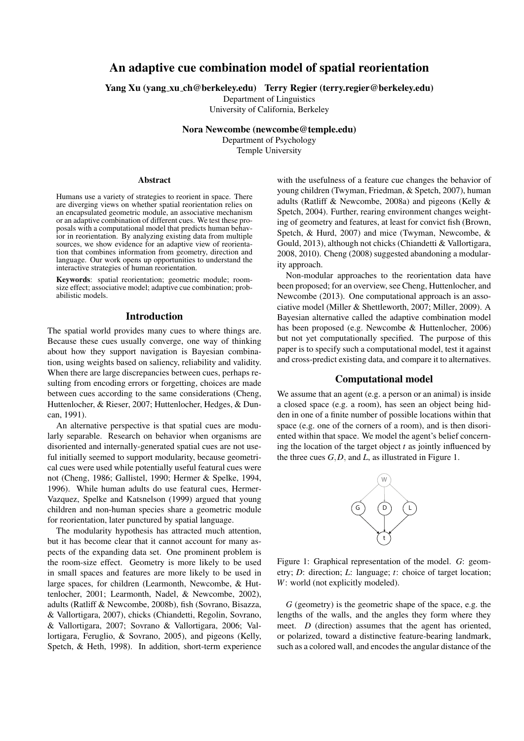# An adaptive cue combination model of spatial reorientation

**Yang Xu (yang_xu_ch@berkeley.edu) Terry Regier (terry.regier@berkeley.edu)**
Department of Linguistics
University of California, Berkeley

**Nora Newcombe (newcombe@temple.edu)**
Department of Psychology
Temple University

## Abstract

Humans use a variety of strategies to reorient in space. There are diverging views on whether spatial reorientation relies on an encapsulated geometric module, an associative mechanism or an adaptive combination of different cues. We test these proposals with a computational model that predicts human behavior in reorientation. By analyzing existing data from multiple sources, we show evidence for an adaptive view of reorientation that combines information from geometry, direction and language. Our work opens up opportunities to understand the interactive strategies of human reorientation.

**Keywords**: spatial reorientation; geometric module; room-size effect; associative model; adaptive cue combination; probabilistic models.

## Introduction

The spatial world provides many cues to where things are. Because these cues usually converge, one way of thinking about how they support navigation is Bayesian combination, using weights based on saliency, reliability and validity. When there are large discrepancies between cues, perhaps resulting from encoding errors or forgetting, choices are made between cues according to the same considerations (Cheng, Huttenlocher, & Rieser, 2007; Huttenlocher, Hedges, & Duncan, 1991).

An alternative perspective is that spatial cues are modularly separable. Research on behavior when organisms are disoriented and internally-generated spatial cues are not useful initially seemed to support modularity, because geometrical cues were used while potentially useful featural cues were not (Cheng, 1986; Gallistel, 1990; Hermer & Spelke, 1994, 1996). While human adults do use featural cues, Hermer-Vazquez, Spelke and Katsnelson (1999) argued that young children and non-human species share a geometric module for reorientation, later punctured by spatial language.

The modularity hypothesis has attracted much attention, but it has become clear that it cannot account for many aspects of the expanding data set. One prominent problem is the room-size effect. Geometry is more likely to be used in small spaces and features are more likely to be used in large spaces, for children (Learmonth, Newcombe, & Huttenlocher, 2001; Learmonth, Nadel, & Newcombe, 2002), adults (Ratliff & Newcombe, 2008b), fish (Sovrano, Bisazza, & Vallortigara, 2007), chicks (Chiandetti, Regolin, Sovrano, & Vallortigara, 2007; Sovrano & Vallortigara, 2006; Vallortigara, Feruglio, & Sovrano, 2005), and pigeons (Kelly, Spetch, & Heth, 1998). In addition, short-term experience with the usefulness of a feature cue changes the behavior of young children (Twyman, Friedman, & Spetch, 2007), human adults (Ratliff & Newcombe, 2008a) and pigeons (Kelly & Spetch, 2004). Further, rearing environment changes weighting of geometry and features, at least for convict fish (Brown, Spetch, & Hurd, 2007) and mice (Twyman, Newcombe, & Gould, 2013), although not chicks (Chiandetti & Vallortigara, 2008, 2010). Cheng (2008) suggested abandoning a modularity approach.

Non-modular approaches to the reorientation data have been proposed; for an overview, see Cheng, Huttenlocher, and Newcombe (2013). One computational approach is an associative model (Miller & Shettleworth, 2007; Miller, 2009). A Bayesian alternative called the adaptive combination model has been proposed (e.g. Newcombe & Huttenlocher, 2006) but not yet computationally specified. The purpose of this paper is to specify such a computational model, test it against and cross-predict existing data, and compare it to alternatives.

## Computational model

We assume that an agent (e.g. a person or an animal) is inside a closed space (e.g. a room), has seen an object being hidden in one of a finite number of possible locations within that space (e.g. one of the corners of a room), and is then disoriented within that space. We model the agent's belief concerning the location of the target object $t$ as jointly influenced by the three cues $G, D$, and $L$, as illustrated in Figure 1.

Figure 1: Graphical representation of the model. $G$: geometry; $D$: direction; $L$: language; $t$: choice of target location; $W$: world (not explicitly modeled).

$G$ (geometry) is the geometric shape of the space, e.g. the lengths of the walls, and the angles they form where they meet. $D$ (direction) assumes that the agent has oriented, or polarized, toward a distinctive feature-bearing landmark, such as a colored wall, and encodes the angular distance of the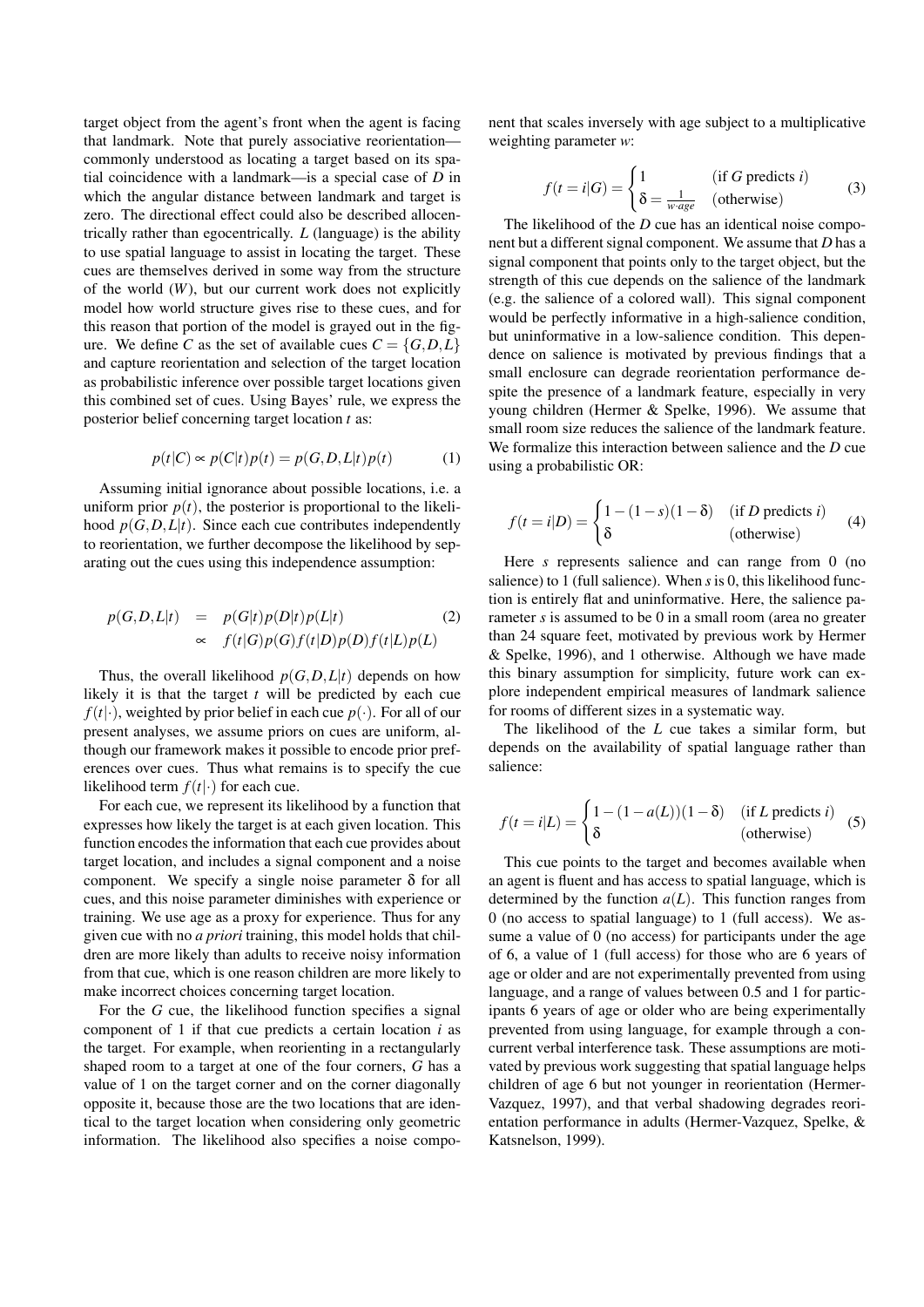target object from the agent's front when the agent is facing that landmark. Note that purely associative reorientation—commonly understood as locating a target based on its spatial coincidence with a landmark—is a special case of $D$ in which the angular distance between landmark and target is zero. The directional effect could also be described allocentrically rather than egocentrically. $L$ (language) is the ability to use spatial language to assist in locating the target. These cues are themselves derived in some way from the structure of the world ($W$), but our current work does not explicitly model how world structure gives rise to these cues, and for this reason that portion of the model is grayed out in the figure. We define $C$ as the set of available cues $C = \{G, D, L\}$ and capture reorientation and selection of the target location as probabilistic inference over possible target locations given this combined set of cues. Using Bayes' rule, we express the posterior belief concerning target location $t$ as:

$$p(t|C) \propto p(C|t)p(t) = p(G,D,L|t)p(t) \tag{1}$$

Assuming initial ignorance about possible locations, i.e. a uniform prior $p(t)$, the posterior is proportional to the likelihood $p(G,D,L|t)$. Since each cue contributes independently to reorientation, we further decompose the likelihood by separating out the cues using this independence assumption:

$$\begin{aligned} p(G,D,L|t) &= p(G|t)p(D|t)p(L|t) \\ &\propto f(t|G)p(G)f(t|D)p(D)f(t|L)p(L) \end{aligned} \tag{2}$$

Thus, the overall likelihood $p(G,D,L|t)$ depends on how likely it is that the target $t$ will be predicted by each cue $f(t|\cdot)$, weighted by prior belief in each cue $p(\cdot)$. For all of our present analyses, we assume priors on cues are uniform, although our framework makes it possible to encode prior preferences over cues. Thus what remains is to specify the cue likelihood term $f(t|\cdot)$ for each cue.

For each cue, we represent its likelihood by a function that expresses how likely the target is at each given location. This function encodes the information that each cue provides about target location, and includes a signal component and a noise component. We specify a single noise parameter $\delta$ for all cues, and this noise parameter diminishes with experience or training. We use age as a proxy for experience. Thus for any given cue with no *a priori* training, this model holds that children are more likely than adults to receive noisy information from that cue, which is one reason children are more likely to make incorrect choices concerning target location.

For the $G$ cue, the likelihood function specifies a signal component of 1 if that cue predicts a certain location $i$ as the target. For example, when reorienting in a rectangularly shaped room to a target at one of the four corners, $G$ has a value of 1 on the target corner and on the corner diagonally opposite it, because those are the two locations that are identical to the target location when considering only geometric information. The likelihood also specifies a noise component that scales inversely with age subject to a multiplicative weighting parameter $w$:

$$f(t=i|G) = \begin{cases} 1 & \text{(if } G \text{ predicts } i\text{)} \\ \delta = \frac{1}{w \cdot age} & \text{(otherwise)} \end{cases} \tag{3}$$

The likelihood of the $D$ cue has an identical noise component but a different signal component. We assume that $D$ has a signal component that points only to the target object, but the strength of this cue depends on the salience of the landmark (e.g. the salience of a colored wall). This signal component would be perfectly informative in a high-salience condition, but uninformative in a low-salience condition. This dependence on salience is motivated by previous findings that a small enclosure can degrade reorientation performance despite the presence of a landmark feature, especially in very young children (Hermer & Spelke, 1996). We assume that small room size reduces the salience of the landmark feature. We formalize this interaction between salience and the $D$ cue using a probabilistic OR:

$$f(t=i|D) = \begin{cases} 1-(1-s)(1-\delta) & \text{(if } D \text{ predicts } i\text{)} \\ \delta & \text{(otherwise)} \end{cases} \tag{4}$$

Here $s$ represents salience and can range from 0 (no salience) to 1 (full salience). When $s$ is 0, this likelihood function is entirely flat and uninformative. Here, the salience parameter $s$ is assumed to be 0 in a small room (area no greater than 24 square feet, motivated by previous work by Hermer & Spelke, 1996), and 1 otherwise. Although we have made this binary assumption for simplicity, future work can explore independent empirical measures of landmark salience for rooms of different sizes in a systematic way.

The likelihood of the $L$ cue takes a similar form, but depends on the availability of spatial language rather than salience:

$$f(t=i|L) = \begin{cases} 1-(1-a(L))(1-\delta) & \text{(if } L \text{ predicts } i\text{)} \\ \delta & \text{(otherwise)} \end{cases} \tag{5}$$

This cue points to the target and becomes available when an agent is fluent and has access to spatial language, which is determined by the function $a(L)$. This function ranges from 0 (no access to spatial language) to 1 (full access). We assume a value of 0 (no access) for participants under the age of 6, a value of 1 (full access) for those who are 6 years of age or older and are not experimentally prevented from using language, and a range of values between 0.5 and 1 for participants 6 years of age or older who are being experimentally prevented from using language, for example through a concurrent verbal interference task. These assumptions are motivated by previous work suggesting that spatial language helps children of age 6 but not younger in reorientation (Hermer-Vazquez, 1997), and that verbal shadowing degrades reorientation performance in adults (Hermer-Vazquez, Spelke, & Katsnelson, 1999).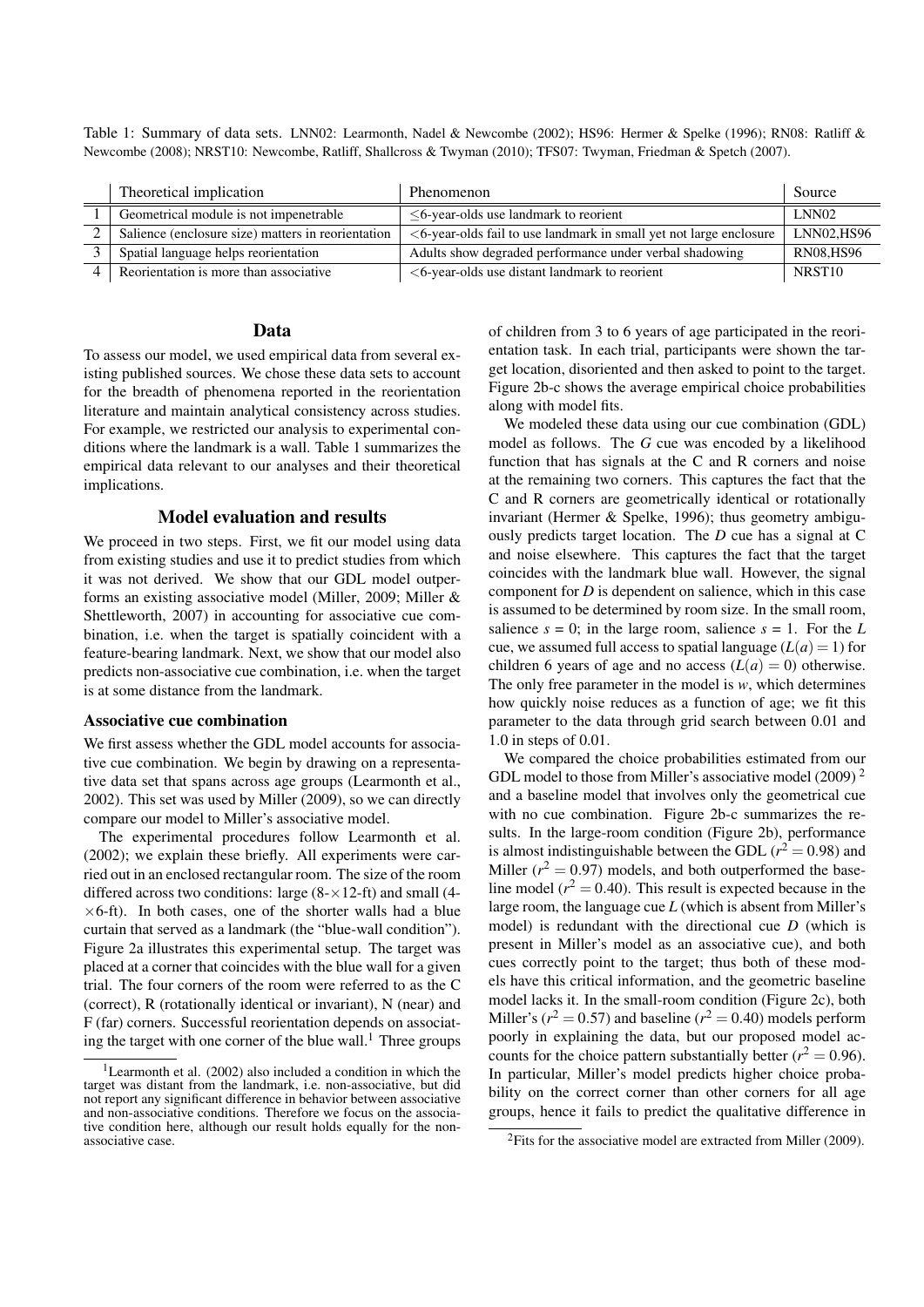Table 1: Summary of data sets. LNN02: Learmonth, Nadel & Newcombe (2002); HS96: Hermer & Spelke (1996); RN08: Ratliff & Newcombe (2008); NRST10: Newcombe, Ratliff, Shallcross & Twyman (2010); TFS07: Twyman, Friedman & Spetch (2007).

| | Theoretical implication | Phenomenon | Source |
|---|---|---|---|
| 1 | Geometrical module is not impenetrable | ≤6-year-olds use landmark to reorient | LNN02 |
| 2 | Salience (enclosure size) matters in reorientation | <6-year-olds fail to use landmark in small yet not large enclosure | LNN02,HS96 |
| 3 | Spatial language helps reorientation | Adults show degraded performance under verbal shadowing | RN08,HS96 |
| 4 | Reorientation is more than associative | <6-year-olds use distant landmark to reorient | NRST10 |

## Data

To assess our model, we used empirical data from several existing published sources. We chose these data sets to account for the breadth of phenomena reported in the reorientation literature and maintain analytical consistency across studies. For example, we restricted our analysis to experimental conditions where the landmark is a wall. Table 1 summarizes the empirical data relevant to our analyses and their theoretical implications.

## Model evaluation and results

We proceed in two steps. First, we fit our model using data from existing studies and use it to predict studies from which it was not derived. We show that our GDL model outperforms an existing associative model (Miller, 2009; Miller & Shettleworth, 2007) in accounting for associative cue combination, i.e. when the target is spatially coincident with a feature-bearing landmark. Next, we show that our model also predicts non-associative cue combination, i.e. when the target is at some distance from the landmark.

### Associative cue combination

We first assess whether the GDL model accounts for associative cue combination. We begin by drawing on a representative data set that spans across age groups (Learmonth et al., 2002). This set was used by Miller (2009), so we can directly compare our model to Miller's associative model.

The experimental procedures follow Learmonth et al. (2002); we explain these briefly. All experiments were carried out in an enclosed rectangular room. The size of the room differed across two conditions: large (8-×12-ft) and small (4-×6-ft). In both cases, one of the shorter walls had a blue curtain that served as a landmark (the "blue-wall condition"). Figure 2a illustrates this experimental setup. The target was placed at a corner that coincides with the blue wall for a given trial. The four corners of the room were referred to as the C (correct), R (rotationally identical or invariant), N (near) and F (far) corners. Successful reorientation depends on associating the target with one corner of the blue wall.[1] Three groups of children from 3 to 6 years of age participated in the reorientation task. In each trial, participants were shown the target location, disoriented and then asked to point to the target. Figure 2b-c shows the average empirical choice probabilities along with model fits.

We modeled these data using our cue combination (GDL) model as follows. The $G$ cue was encoded by a likelihood function that has signals at the C and R corners and noise at the remaining two corners. This captures the fact that the C and R corners are geometrically identical or rotationally invariant (Hermer & Spelke, 1996); thus geometry ambiguously predicts target location. The $D$ cue has a signal at C and noise elsewhere. This captures the fact that the target coincides with the landmark blue wall. However, the signal component for $D$ is dependent on salience, which in this case is assumed to be determined by room size. In the small room, salience $s = 0$; in the large room, salience $s = 1$. For the $L$ cue, we assumed full access to spatial language ($L(a) = 1$) for children 6 years of age and no access ($L(a) = 0$) otherwise. The only free parameter in the model is $w$, which determines how quickly noise reduces as a function of age; we fit this parameter to the data through grid search between 0.01 and 1.0 in steps of 0.01.

We compared the choice probabilities estimated from our GDL model to those from Miller's associative model (2009)[2] and a baseline model that involves only the geometrical cue with no cue combination. Figure 2b-c summarizes the results. In the large-room condition (Figure 2b), performance is almost indistinguishable between the GDL ($r^2 = 0.98$) and Miller ($r^2 = 0.97$) models, and both outperformed the baseline model ($r^2 = 0.40$). This result is expected because in the large room, the language cue $L$ (which is absent from Miller's model) is redundant with the directional cue $D$ (which is present in Miller's model as an associative cue), and both cues correctly point to the target; thus both of these models have this critical information, and the geometric baseline model lacks it. In the small-room condition (Figure 2c), both Miller's ($r^2 = 0.57$) and baseline ($r^2 = 0.40$) models perform poorly in explaining the data, but our proposed model accounts for the choice pattern substantially better ($r^2 = 0.96$). In particular, Miller's model predicts higher choice probability on the correct corner than other corners for all age groups, hence it fails to predict the qualitative difference in

[1] Learmonth et al. (2002) also included a condition in which the target was distant from the landmark, i.e. non-associative, but did not report any significant difference in behavior between associative and non-associative conditions. Therefore we focus on the associative condition here, although our result holds equally for the non-associative case.

[2] Fits for the associative model are extracted from Miller (2009).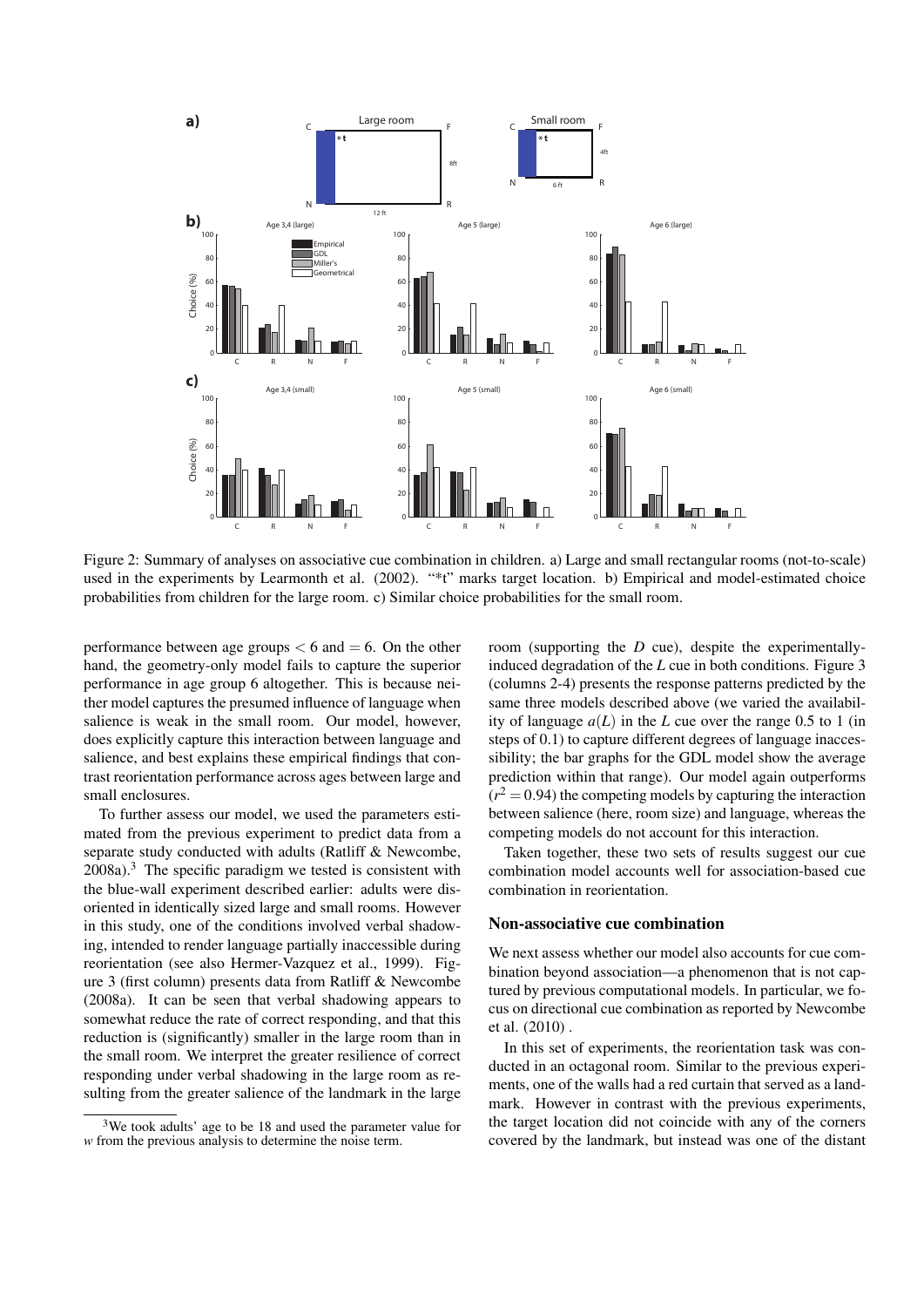Figure 2: Summary of analyses on associative cue combination in children. a) Large and small rectangular rooms (not-to-scale) used in the experiments by Learmonth et al. (2002). "*t" marks target location. b) Empirical and model-estimated choice probabilities from children for the large room. c) Similar choice probabilities for the small room.

performance between age groups $< 6$ and $= 6$. On the other hand, the geometry-only model fails to capture the superior performance in age group 6 altogether. This is because neither model captures the presumed influence of language when salience is weak in the small room. Our model, however, does explicitly capture this interaction between language and salience, and best explains these empirical findings that contrast reorientation performance across ages between large and small enclosures.

To further assess our model, we used the parameters estimated from the previous experiment to predict data from a separate study conducted with adults (Ratliff & Newcombe, 2008a).[3] The specific paradigm we tested is consistent with the blue-wall experiment described earlier: adults were disoriented in identically sized large and small rooms. However in this study, one of the conditions involved verbal shadowing, intended to render language partially inaccessible during reorientation (see also Hermer-Vazquez et al., 1999). Figure 3 (first column) presents data from Ratliff & Newcombe (2008a). It can be seen that verbal shadowing appears to somewhat reduce the rate of correct responding, and that this reduction is (significantly) smaller in the large room than in the small room. We interpret the greater resilience of correct responding under verbal shadowing in the large room as resulting from the greater salience of the landmark in the large room (supporting the $D$ cue), despite the experimentally-induced degradation of the $L$ cue in both conditions. Figure 3 (columns 2-4) presents the response patterns predicted by the same three models described above (we varied the availability of language $a(L)$ in the $L$ cue over the range 0.5 to 1 (in steps of 0.1) to capture different degrees of language inaccessibility; the bar graphs for the GDL model show the average prediction within that range). Our model again outperforms ($r^2 = 0.94$) the competing models by capturing the interaction between salience (here, room size) and language, whereas the competing models do not account for this interaction.

Taken together, these two sets of results suggest our cue combination model accounts well for association-based cue combination in reorientation.

## Non-associative cue combination

We next assess whether our model also accounts for cue combination beyond association—a phenomenon that is not captured by previous computational models. In particular, we focus on directional cue combination as reported by Newcombe et al. (2010) .

In this set of experiments, the reorientation task was conducted in an octagonal room. Similar to the previous experiments, one of the walls had a red curtain that served as a landmark. However in contrast with the previous experiments, the target location did not coincide with any of the corners covered by the landmark, but instead was one of the distant

[3] We took adults' age to be 18 and used the parameter value for $w$ from the previous analysis to determine the noise term.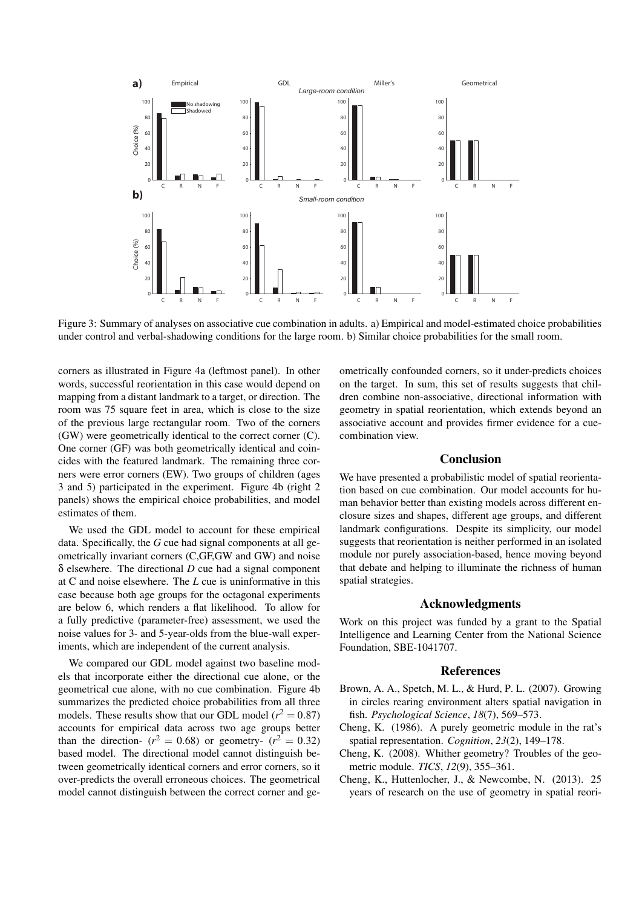Figure 3: Summary of analyses on associative cue combination in adults. a) Empirical and model-estimated choice probabilities under control and verbal-shadowing conditions for the large room. b) Similar choice probabilities for the small room.

corners as illustrated in Figure 4a (leftmost panel). In other words, successful reorientation in this case would depend on mapping from a distant landmark to a target, or direction. The room was 75 square feet in area, which is close to the size of the previous large rectangular room. Two of the corners (GW) were geometrically identical to the correct corner (C). One corner (GF) was both geometrically identical and coincides with the featured landmark. The remaining three corners were error corners (EW). Two groups of children (ages 3 and 5) participated in the experiment. Figure 4b (right 2 panels) shows the empirical choice probabilities, and model estimates of them.

We used the GDL model to account for these empirical data. Specifically, the $G$ cue had signal components at all geometrically invariant corners (C,GF,GW and GW) and noise $\delta$ elsewhere. The directional $D$ cue had a signal component at C and noise elsewhere. The $L$ cue is uninformative in this case because both age groups for the octagonal experiments are below 6, which renders a flat likelihood. To allow for a fully predictive (parameter-free) assessment, we used the noise values for 3- and 5-year-olds from the blue-wall experiments, which are independent of the current analysis.

We compared our GDL model against two baseline models that incorporate either the directional cue alone, or the geometrical cue alone, with no cue combination. Figure 4b summarizes the predicted choice probabilities from all three models. These results show that our GDL model ($r^2 = 0.87$) accounts for empirical data across two age groups better than the direction- ($r^2 = 0.68$) or geometry- ($r^2 = 0.32$) based model. The directional model cannot distinguish between geometrically identical corners and error corners, so it over-predicts the overall erroneous choices. The geometrical model cannot distinguish between the correct corner and geometrically confounded corners, so it under-predicts choices on the target. In sum, this set of results suggests that children combine non-associative, directional information with geometry in spatial reorientation, which extends beyond an associative account and provides firmer evidence for a cue-combination view.

## Conclusion

We have presented a probabilistic model of spatial reorientation based on cue combination. Our model accounts for human behavior better than existing models across different enclosure sizes and shapes, different age groups, and different landmark configurations. Despite its simplicity, our model suggests that reorientation is neither performed in an isolated module nor purely association-based, hence moving beyond that debate and helping to illuminate the richness of human spatial strategies.

## Acknowledgments

Work on this project was funded by a grant to the Spatial Intelligence and Learning Center from the National Science Foundation, SBE-1041707.

## References

Brown, A. A., Spetch, M. L., & Hurd, P. L. (2007). Growing in circles rearing environment alters spatial navigation in fish. *Psychological Science*, *18*(7), 569–573.

Cheng, K. (1986). A purely geometric module in the rat's spatial representation. *Cognition*, *23*(2), 149–178.

Cheng, K. (2008). Whither geometry? Troubles of the geometric module. *TICS*, *12*(9), 355–361.

Cheng, K., Huttenlocher, J., & Newcombe, N. (2013). 25 years of research on the use of geometry in spatial reori-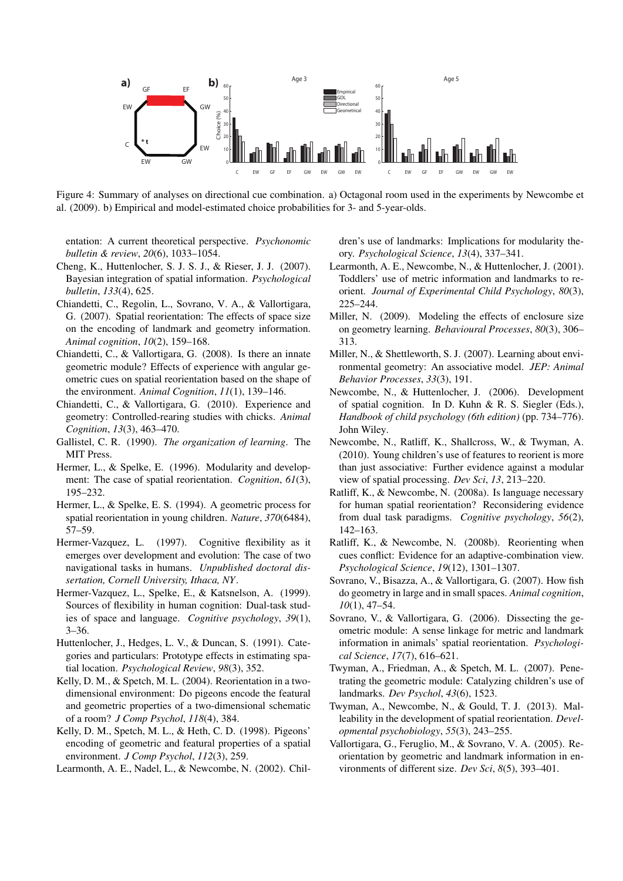a)

GF EF

EW GW

C * t EW

EW GW

b)

Age 3

Choice (%)

60 50 40 30 20 10 0

Empirical
GDL
Directional
Geometrical

C EW GF EF GW EW GW EW

Age 5

60 50 40 30 20 10 0

C EW GF EF GW EW GW EW

Figure 4: Summary of analyses on directional cue combination. a) Octagonal room used in the experiments by Newcombe et al. (2009). b) Empirical and model-estimated choice probabilities for 3- and 5-year-olds.

entation: A current theoretical perspective. *Psychonomic bulletin & review*, *20*(6), 1033–1054.

Cheng, K., Huttenlocher, S. J. S. J., & Rieser, J. J. (2007). Bayesian integration of spatial information. *Psychological bulletin*, *133*(4), 625.

Chiandetti, C., Regolin, L., Sovrano, V. A., & Vallortigara, G. (2007). Spatial reorientation: The effects of space size on the encoding of landmark and geometry information. *Animal cognition*, *10*(2), 159–168.

Chiandetti, C., & Vallortigara, G. (2008). Is there an innate geometric module? Effects of experience with angular geometric cues on spatial reorientation based on the shape of the environment. *Animal Cognition*, *11*(1), 139–146.

Chiandetti, C., & Vallortigara, G. (2010). Experience and geometry: Controlled-rearing studies with chicks. *Animal Cognition*, *13*(3), 463–470.

Gallistel, C. R. (1990). *The organization of learning*. The MIT Press.

Hermer, L., & Spelke, E. (1996). Modularity and development: The case of spatial reorientation. *Cognition*, *61*(3), 195–232.

Hermer, L., & Spelke, E. S. (1994). A geometric process for spatial reorientation in young children. *Nature*, *370*(6484), 57–59.

Hermer-Vazquez, L. (1997). Cognitive flexibility as it emerges over development and evolution: The case of two navigational tasks in humans. *Unpublished doctoral dissertation, Cornell University, Ithaca, NY*.

Hermer-Vazquez, L., Spelke, E., & Katsnelson, A. (1999). Sources of flexibility in human cognition: Dual-task studies of space and language. *Cognitive psychology*, *39*(1), 3–36.

Huttenlocher, J., Hedges, L. V., & Duncan, S. (1991). Categories and particulars: Prototype effects in estimating spatial location. *Psychological Review*, *98*(3), 352.

Kelly, D. M., & Spetch, M. L. (2004). Reorientation in a two-dimensional environment: Do pigeons encode the featural and geometric properties of a two-dimensional schematic of a room? *J Comp Psychol*, *118*(4), 384.

Kelly, D. M., Spetch, M. L., & Heth, C. D. (1998). Pigeons' encoding of geometric and featural properties of a spatial environment. *J Comp Psychol*, *112*(3), 259.

Learmonth, A. E., Nadel, L., & Newcombe, N. (2002). Children's use of landmarks: Implications for modularity theory. *Psychological Science*, *13*(4), 337–341.

Learmonth, A. E., Newcombe, N., & Huttenlocher, J. (2001). Toddlers' use of metric information and landmarks to reorient. *Journal of Experimental Child Psychology*, *80*(3), 225–244.

Miller, N. (2009). Modeling the effects of enclosure size on geometry learning. *Behavioural Processes*, *80*(3), 306–313.

Miller, N., & Shettleworth, S. J. (2007). Learning about environmental geometry: An associative model. *JEP: Animal Behavior Processes*, *33*(3), 191.

Newcombe, N., & Huttenlocher, J. (2006). Development of spatial cognition. In D. Kuhn & R. S. Siegler (Eds.), *Handbook of child psychology (6th edition)* (pp. 734–776). John Wiley.

Newcombe, N., Ratliff, K., Shallcross, W., & Twyman, A. (2010). Young children's use of features to reorient is more than just associative: Further evidence against a modular view of spatial processing. *Dev Sci*, *13*, 213–220.

Ratliff, K., & Newcombe, N. (2008a). Is language necessary for human spatial reorientation? Reconsidering evidence from dual task paradigms. *Cognitive psychology*, *56*(2), 142–163.

Ratliff, K., & Newcombe, N. (2008b). Reorienting when cues conflict: Evidence for an adaptive-combination view. *Psychological Science*, *19*(12), 1301–1307.

Sovrano, V., Bisazza, A., & Vallortigara, G. (2007). How fish do geometry in large and in small spaces. *Animal cognition*, *10*(1), 47–54.

Sovrano, V., & Vallortigara, G. (2006). Dissecting the geometric module: A sense linkage for metric and landmark information in animals' spatial reorientation. *Psychological Science*, *17*(7), 616–621.

Twyman, A., Friedman, A., & Spetch, M. L. (2007). Penetrating the geometric module: Catalyzing children's use of landmarks. *Dev Psychol*, *43*(6), 1523.

Twyman, A., Newcombe, N., & Gould, T. J. (2013). Malleability in the development of spatial reorientation. *Developmental psychobiology*, *55*(3), 243–255.

Vallortigara, G., Feruglio, M., & Sovrano, V. A. (2005). Reorientation by geometric and landmark information in environments of different size. *Dev Sci*, *8*(5), 393–401.